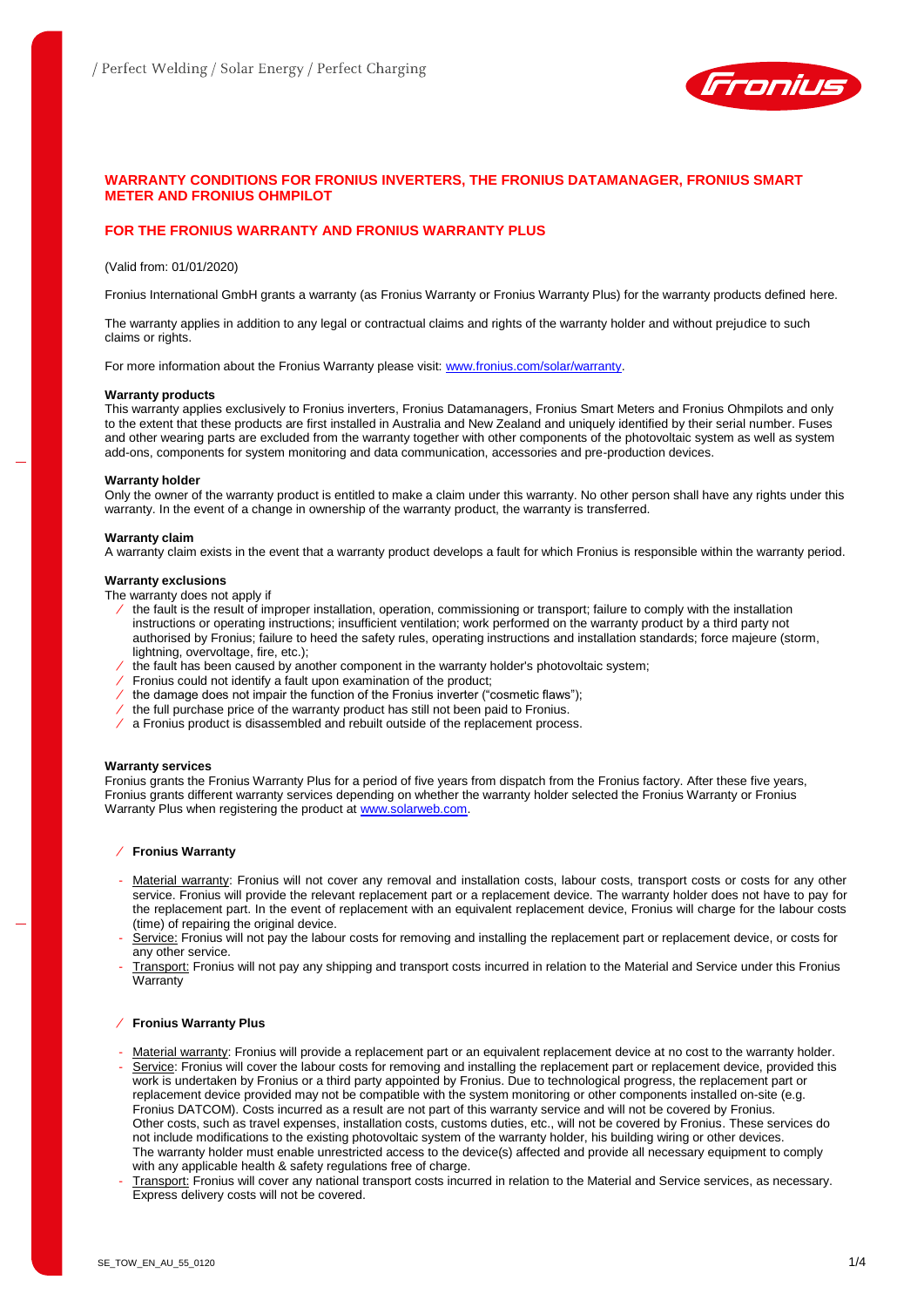# WARRANTY CONDITIONS FOR FRONIUS INVERTERS, THE FRONIUS DATAMANAGER, FRONIUS SMART METER AND FRONIUS OHMPILOT

## FOR THE FRONIUS WARRANTY AND FRONIUS WARRANTY PLUS

(Valid from: 01/01/2020)

Fronius International GmbH grants a warranty (as Fronius Warranty or Fronius Warranty Plus) for the warranty products defined here.

The warranty applies in addition to any legal or contractual claims and rights of the warranty holder and without prejudice to such claims or rights.

For more information about the Fronius Warranty please visit: [www.fronius.com/solar/warranty](www.fronius.com/solar/warranty).

**Warranty products**

This warranty applies exclusively to Fronius inverters, Fronius Datamanagers, Fronius Smart Meters and Fronius Ohmpilots and only to the extent that these products are first installed in Australia and New Zealand and uniquely identified by their serial number. Fuses and other wearing parts are excluded from the warranty together with other components of the photovoltaic system as well as system add-ons, components for system monitoring and data communication, accessories and pre-production devices.

**Warranty holder**

Only the owner of the warranty product is entitled to make a claim under this warranty. No other person shall have any rights under this warranty. In the event of a change in ownership of the warranty product, the warranty is transferred.

**Warranty claim**

A warranty claim exists in the event that a warranty product develops a fault for which Fronius is responsible within the warranty period.

**Warranty exclusions**

The warranty does not apply if

- the fault is the result of improper installation, operation, commissioning or transport; failure to comply with the installation instructions or operating instructions; insufficient ventilation; work performed on the warranty product by a third party not authorised by Fronius; failure to heed the safety rules, operating instructions and installation standards; force majeure (storm, lightning, overvoltage, fire, etc.);
- the fault has been caused by another component in the warranty holder's photovoltaic system;
- Fronius could not identify a fault upon examination of the product;
- the damage does not impair the function of the Fronius inverter ("cosmetic flaws");
- the full purchase price of the warranty product has still not been paid to Fronius.
- a Fronius product is disassembled and rebuilt outside of the replacement process.

**Warranty services**

Fronius grants the Fronius Warranty Plus for a period of five years from dispatch from the Fronius factory. After these five years, Fronius grants different warranty services depending on whether the warranty holder selected the Fronius Warranty or Fronius Warranty Plus when registering the product at [www.solarweb.com](www.solarweb.com).

- **Fronius Warranty**

  - Material warranty: Fronius will not cover any removal and installation costs, labour costs, transport costs or costs for any other service. Fronius will provide the relevant replacement part or a replacement device. The warranty holder does not have to pay for the replacement part. In the event of replacement with an equivalent replacement device, Fronius will charge for the labour costs (time) of repairing the original device.
  - Service: Fronius will not pay the labour costs for removing and installing the replacement part or replacement device, or costs for any other service.
  - Transport: Fronius will not pay any shipping and transport costs incurred in relation to the Material and Service under this Fronius Warranty

- **Fronius Warranty Plus**

  - Material warranty: Fronius will provide a replacement part or an equivalent replacement device at no cost to the warranty holder.
  - Service: Fronius will cover the labour costs for removing and installing the replacement part or replacement device, provided this work is undertaken by Fronius or a third party appointed by Fronius. Due to technological progress, the replacement part or replacement device provided may not be compatible with the system monitoring or other components installed on-site (e.g. Fronius DATCOM). Costs incurred as a result are not part of this warranty service and will not be covered by Fronius. Other costs, such as travel expenses, installation costs, customs duties, etc., will not be covered by Fronius. These services do not include modifications to the existing photovoltaic system of the warranty holder, his building wiring or other devices. The warranty holder must enable unrestricted access to the device(s) affected and provide all necessary equipment to comply with any applicable health & safety regulations free of charge.
  - Transport: Fronius will cover any national transport costs incurred in relation to the Material and Service services, as necessary. Express delivery costs will not be covered.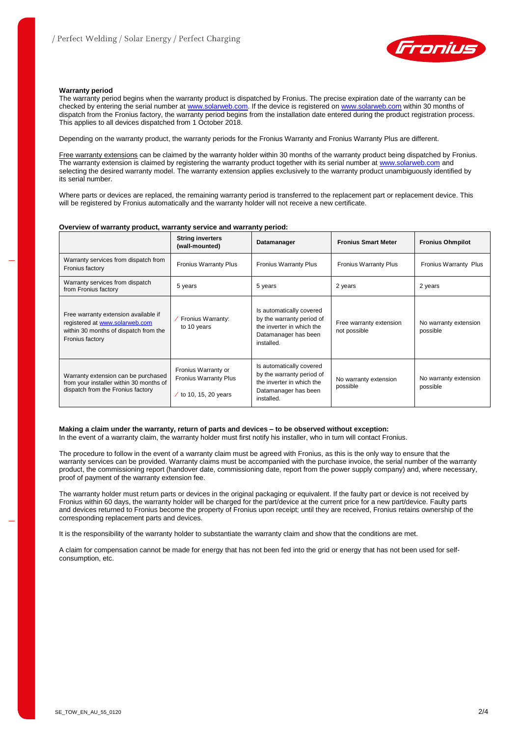### Warranty period

The warranty period begins when the warranty product is dispatched by Fronius. The precise expiration date of the warranty can be checked by entering the serial number at www.solarweb.com. If the device is registered on www.solarweb.com within 30 months of dispatch from the Fronius factory, the warranty period begins from the installation date entered during the product registration process. This applies to all devices dispatched from 1 October 2018.

Depending on the warranty product, the warranty periods for the Fronius Warranty and Fronius Warranty Plus are different.

Free warranty extensions can be claimed by the warranty holder within 30 months of the warranty product being dispatched by Fronius. The warranty extension is claimed by registering the warranty product together with its serial number at www.solarweb.com and selecting the desired warranty model. The warranty extension applies exclusively to the warranty product unambiguously identified by its serial number.

Where parts or devices are replaced, the remaining warranty period is transferred to the replacement part or replacement device. This will be registered by Fronius automatically and the warranty holder will not receive a new certificate.

**Overview of warranty product, warranty service and warranty period:**

| | String inverters (wall-mounted) | Datamanager | Fronius Smart Meter | Fronius Ohmpilot |
|---|---|---|---|---|
| Warranty services from dispatch from Fronius factory | Fronius Warranty Plus | Fronius Warranty Plus | Fronius Warranty Plus | Fronius Warranty Plus |
| Warranty services from dispatch from Fronius factory | 5 years | 5 years | 2 years | 2 years |
| Free warranty extension available if registered at www.solarweb.com within 30 months of dispatch from the Fronius factory | / Fronius Warranty: to 10 years | Is automatically covered by the warranty period of the inverter in which the Datamanager has been installed. | Free warranty extension not possible | No warranty extension possible |
| Warranty extension can be purchased from your installer within 30 months of dispatch from the Fronius factory | Fronius Warranty or Fronius Warranty Plus / to 10, 15, 20 years | Is automatically covered by the warranty period of the inverter in which the Datamanager has been installed. | No warranty extension possible | No warranty extension possible |

**Making a claim under the warranty, return of parts and devices – to be observed without exception:**
In the event of a warranty claim, the warranty holder must first notify his installer, who in turn will contact Fronius.

The procedure to follow in the event of a warranty claim must be agreed with Fronius, as this is the only way to ensure that the warranty services can be provided. Warranty claims must be accompanied with the purchase invoice, the serial number of the warranty product, the commissioning report (handover date, commissioning date, report from the power supply company) and, where necessary, proof of payment of the warranty extension fee.

The warranty holder must return parts or devices in the original packaging or equivalent. If the faulty part or device is not received by Fronius within 60 days, the warranty holder will be charged for the part/device at the current price for a new part/device. Faulty parts and devices returned to Fronius become the property of Fronius upon receipt; until they are received, Fronius retains ownership of the corresponding replacement parts and devices.

It is the responsibility of the warranty holder to substantiate the warranty claim and show that the conditions are met.

A claim for compensation cannot be made for energy that has not been fed into the grid or energy that has not been used for self-consumption, etc.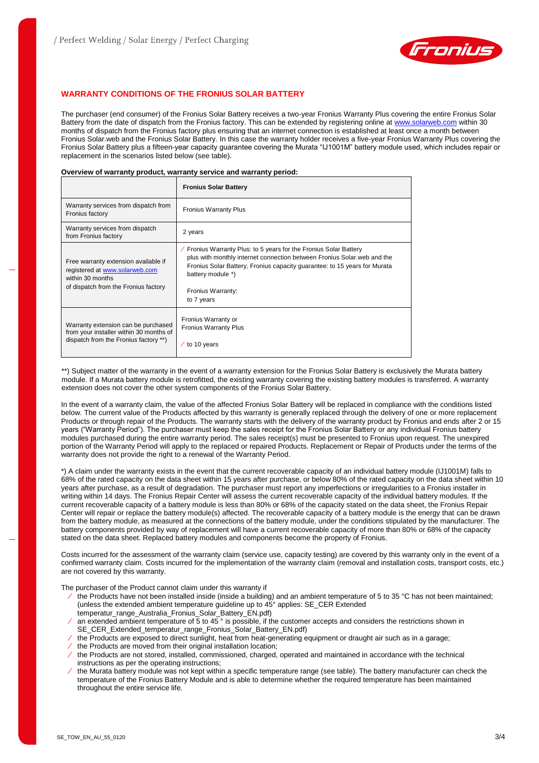## WARRANTY CONDITIONS OF THE FRONIUS SOLAR BATTERY

The purchaser (end consumer) of the Fronius Solar Battery receives a two-year Fronius Warranty Plus covering the entire Fronius Solar Battery from the date of dispatch from the Fronius factory. This can be extended by registering online at www.solarweb.com within 30 months of dispatch from the Fronius factory plus ensuring that an internet connection is established at least once a month between Fronius Solar.web and the Fronius Solar Battery. In this case the warranty holder receives a five-year Fronius Warranty Plus covering the Fronius Solar Battery plus a fifteen-year capacity guarantee covering the Murata "IJ1001M" battery module used, which includes repair or replacement in the scenarios listed below (see table).

**Overview of warranty product, warranty service and warranty period:**

| | **Fronius Solar Battery** |
|---|---|
| Warranty services from dispatch from Fronius factory | Fronius Warranty Plus |
| Warranty services from dispatch from Fronius factory | 2 years |
| Free warranty extension available if registered at www.solarweb.com within 30 months of dispatch from the Fronius factory | ⁄ Fronius Warranty Plus: to 5 years for the Fronius Solar Battery plus with monthly internet connection between Fronius Solar.web and the Fronius Solar Battery, Fronius capacity guarantee: to 15 years for Murata battery module \*)<br><br>Fronius Warranty:<br>to 7 years |
| Warranty extension can be purchased from your installer within 30 months of dispatch from the Fronius factory \*\*) | Fronius Warranty or<br>Fronius Warranty Plus<br><br>⁄ to 10 years |

\*\*) Subject matter of the warranty in the event of a warranty extension for the Fronius Solar Battery is exclusively the Murata battery module. If a Murata battery module is retrofitted, the existing warranty covering the existing battery modules is transferred. A warranty extension does not cover the other system components of the Fronius Solar Battery.

In the event of a warranty claim, the value of the affected Fronius Solar Battery will be replaced in compliance with the conditions listed below. The current value of the Products affected by this warranty is generally replaced through the delivery of one or more replacement Products or through repair of the Products. The warranty starts with the delivery of the warranty product by Fronius and ends after 2 or 15 years ("Warranty Period"). The purchaser must keep the sales receipt for the Fronius Solar Battery or any individual Fronius battery modules purchased during the entire warranty period. The sales receipt(s) must be presented to Fronius upon request. The unexpired portion of the Warranty Period will apply to the replaced or repaired Products. Replacement or Repair of Products under the terms of the warranty does not provide the right to a renewal of the Warranty Period.

\*) A claim under the warranty exists in the event that the current recoverable capacity of an individual battery module (IJ1001M) falls to 68% of the rated capacity on the data sheet within 15 years after purchase, or below 80% of the rated capacity on the data sheet within 10 years after purchase, as a result of degradation. The purchaser must report any imperfections or irregularities to a Fronius installer in writing within 14 days. The Fronius Repair Center will assess the current recoverable capacity of the individual battery modules. If the current recoverable capacity of a battery module is less than 80% or 68% of the capacity stated on the data sheet, the Fronius Repair Center will repair or replace the battery module(s) affected. The recoverable capacity of a battery module is the energy that can be drawn from the battery module, as measured at the connections of the battery module, under the conditions stipulated by the manufacturer. The battery components provided by way of replacement will have a current recoverable capacity of more than 80% or 68% of the capacity stated on the data sheet. Replaced battery modules and components become the property of Fronius.

Costs incurred for the assessment of the warranty claim (service use, capacity testing) are covered by this warranty only in the event of a confirmed warranty claim. Costs incurred for the implementation of the warranty claim (removal and installation costs, transport costs, etc.) are not covered by this warranty.

The purchaser of the Product cannot claim under this warranty if

- the Products have not been installed inside (inside a building) and an ambient temperature of 5 to 35 °C has not been maintained; (unless the extended ambient temperature guideline up to 45° applies: SE_CER Extended temperatur_range_Australia_Fronius_Solar_Battery_EN.pdf)
- an extended ambient temperature of 5 to 45 ° is possible, if the customer accepts and considers the restrictions shown in SE_CER_Extended_temperatur_range_Fronius_Solar_Battery_EN.pdf)
- the Products are exposed to direct sunlight, heat from heat-generating equipment or draught air such as in a garage;
- the Products are moved from their original installation location;
- the Products are not stored, installed, commissioned, charged, operated and maintained in accordance with the technical instructions as per the operating instructions;
- the Murata battery module was not kept within a specific temperature range (see table). The battery manufacturer can check the temperature of the Fronius Battery Module and is able to determine whether the required temperature has been maintained throughout the entire service life.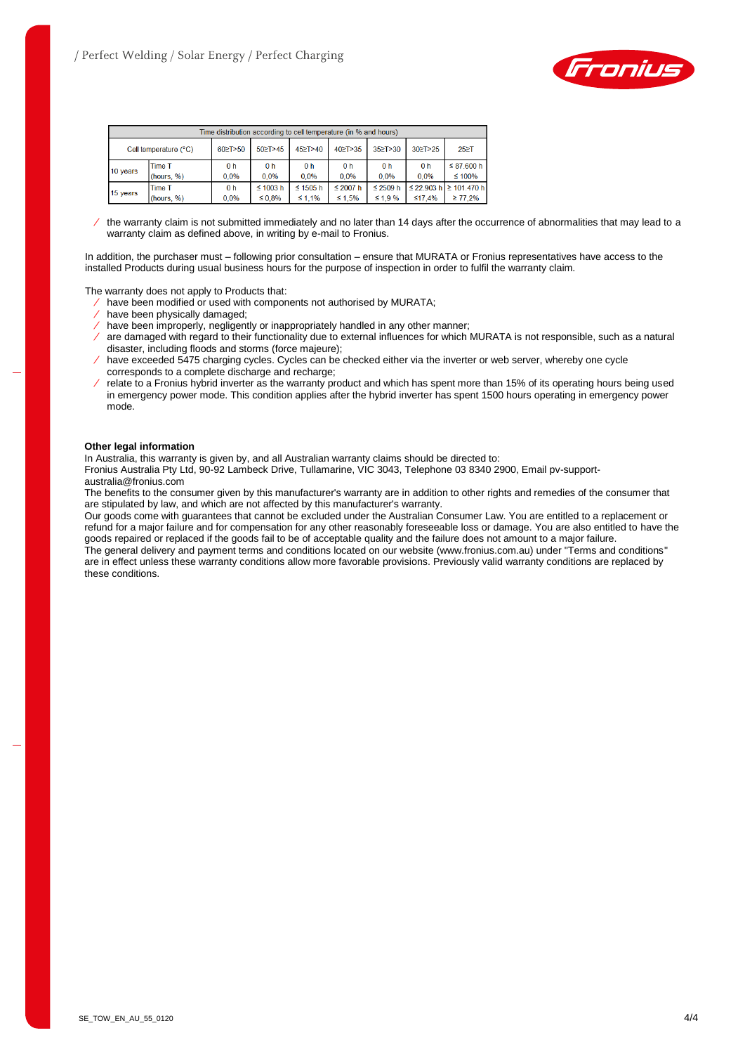| Time distribution according to cell temperature (in % and hours) | | | | | | | | |
|---|---|---|---|---|---|---|---|---|
| Cell temperature (°C) | | 60≥T>50 | 50≥T>45 | 45≥T>40 | 40≥T>35 | 35≥T>30 | 30≥T>25 | 25≥T |
| 10 years | Time T (hours, %) | 0 h 0,0% | 0 h 0,0% | 0 h 0,0% | 0 h 0,0% | 0 h 0,0% | 0 h 0,0% | ≤ 87.600 h ≤ 100% |
| 15 years | Time T (hours, %) | 0 h 0,0% | ≤ 1003 h ≤ 0,8% | ≤ 1505 h ≤ 1,1% | ≤ 2007 h ≤ 1,5% | ≤ 2509 h ≤ 1,9 % | ≤ 22.903 h ≤17,4% | ≥ 101.470 h ≥ 77,2% |

- the warranty claim is not submitted immediately and no later than 14 days after the occurrence of abnormalities that may lead to a warranty claim as defined above, in writing by e-mail to Fronius.

In addition, the purchaser must – following prior consultation – ensure that MURATA or Fronius representatives have access to the installed Products during usual business hours for the purpose of inspection in order to fulfil the warranty claim.

The warranty does not apply to Products that:

- have been modified or used with components not authorised by MURATA;
- have been physically damaged;
- have been improperly, negligently or inappropriately handled in any other manner;
- are damaged with regard to their functionality due to external influences for which MURATA is not responsible, such as a natural disaster, including floods and storms (force majeure);
- have exceeded 5475 charging cycles. Cycles can be checked either via the inverter or web server, whereby one cycle corresponds to a complete discharge and recharge;
- relate to a Fronius hybrid inverter as the warranty product and which has spent more than 15% of its operating hours being used in emergency power mode. This condition applies after the hybrid inverter has spent 1500 hours operating in emergency power mode.

**Other legal information**

In Australia, this warranty is given by, and all Australian warranty claims should be directed to:
Fronius Australia Pty Ltd, 90-92 Lambeck Drive, Tullamarine, VIC 3043, Telephone 03 8340 2900, Email pv-support-australia@fronius.com
The benefits to the consumer given by this manufacturer's warranty are in addition to other rights and remedies of the consumer that are stipulated by law, and which are not affected by this manufacturer's warranty.
Our goods come with guarantees that cannot be excluded under the Australian Consumer Law. You are entitled to a replacement or refund for a major failure and for compensation for any other reasonably foreseeable loss or damage. You are also entitled to have the goods repaired or replaced if the goods fail to be of acceptable quality and the failure does not amount to a major failure.
The general delivery and payment terms and conditions located on our website (www.fronius.com.au) under "Terms and conditions" are in effect unless these warranty conditions allow more favorable provisions. Previously valid warranty conditions are replaced by these conditions.

SE_TOW_EN_AU_55_0120